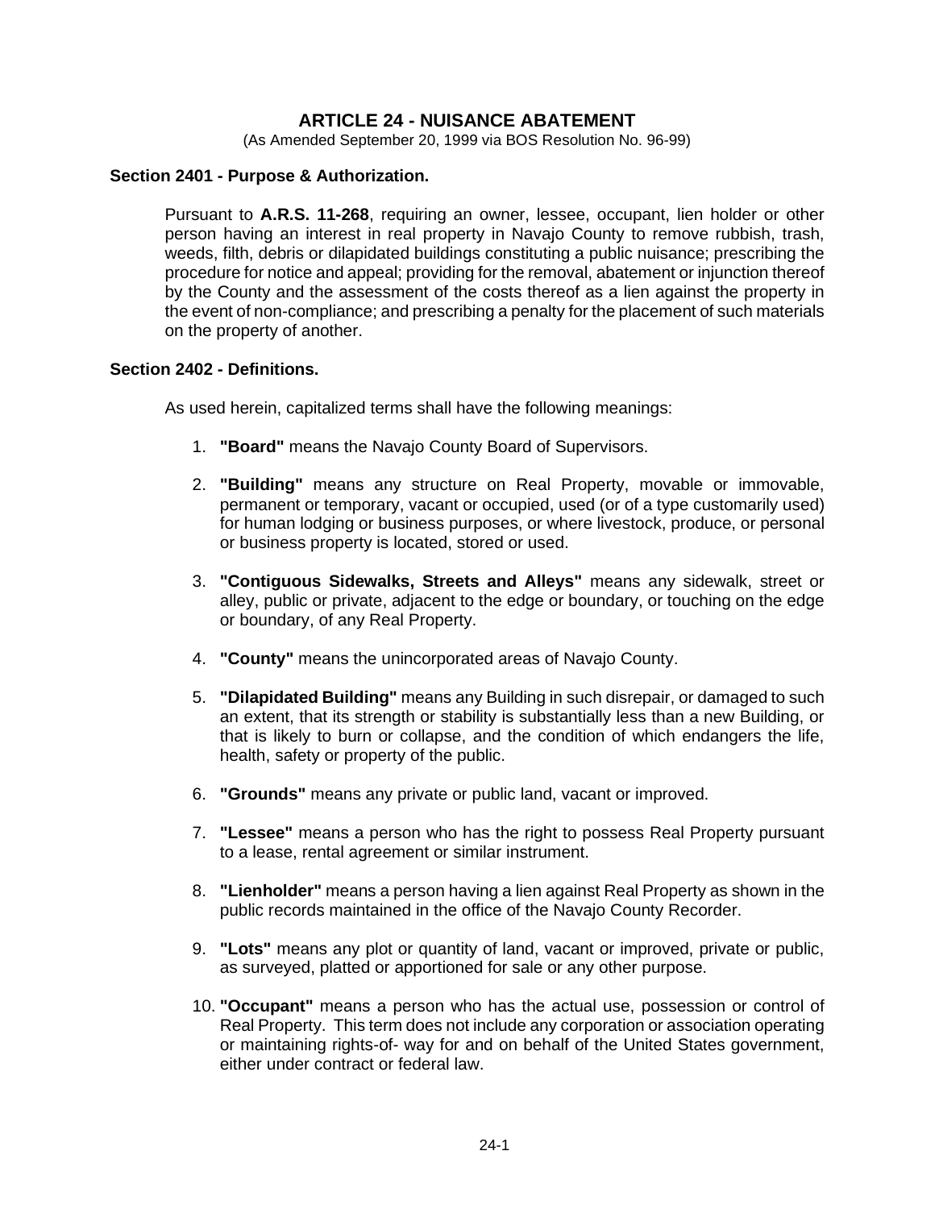# ARTICLE 24 - NUISANCE ABATEMENT

(As Amended September 20, 1999 via BOS Resolution No. 96-99)

## Section 2401 - Purpose & Authorization.

Pursuant to **A.R.S. 11-268**, requiring an owner, lessee, occupant, lien holder or other person having an interest in real property in Navajo County to remove rubbish, trash, weeds, filth, debris or dilapidated buildings constituting a public nuisance; prescribing the procedure for notice and appeal; providing for the removal, abatement or injunction thereof by the County and the assessment of the costs thereof as a lien against the property in the event of non-compliance; and prescribing a penalty for the placement of such materials on the property of another.

## Section 2402 - Definitions.

As used herein, capitalized terms shall have the following meanings:

1. **"Board"** means the Navajo County Board of Supervisors.
2. **"Building"** means any structure on Real Property, movable or immovable, permanent or temporary, vacant or occupied, used (or of a type customarily used) for human lodging or business purposes, or where livestock, produce, or personal or business property is located, stored or used.
3. **"Contiguous Sidewalks, Streets and Alleys"** means any sidewalk, street or alley, public or private, adjacent to the edge or boundary, or touching on the edge or boundary, of any Real Property.
4. **"County"** means the unincorporated areas of Navajo County.
5. **"Dilapidated Building"** means any Building in such disrepair, or damaged to such an extent, that its strength or stability is substantially less than a new Building, or that is likely to burn or collapse, and the condition of which endangers the life, health, safety or property of the public.
6. **"Grounds"** means any private or public land, vacant or improved.
7. **"Lessee"** means a person who has the right to possess Real Property pursuant to a lease, rental agreement or similar instrument.
8. **"Lienholder"** means a person having a lien against Real Property as shown in the public records maintained in the office of the Navajo County Recorder.
9. **"Lots"** means any plot or quantity of land, vacant or improved, private or public, as surveyed, platted or apportioned for sale or any other purpose.
10. **"Occupant"** means a person who has the actual use, possession or control of Real Property. This term does not include any corporation or association operating or maintaining rights-of- way for and on behalf of the United States government, either under contract or federal law.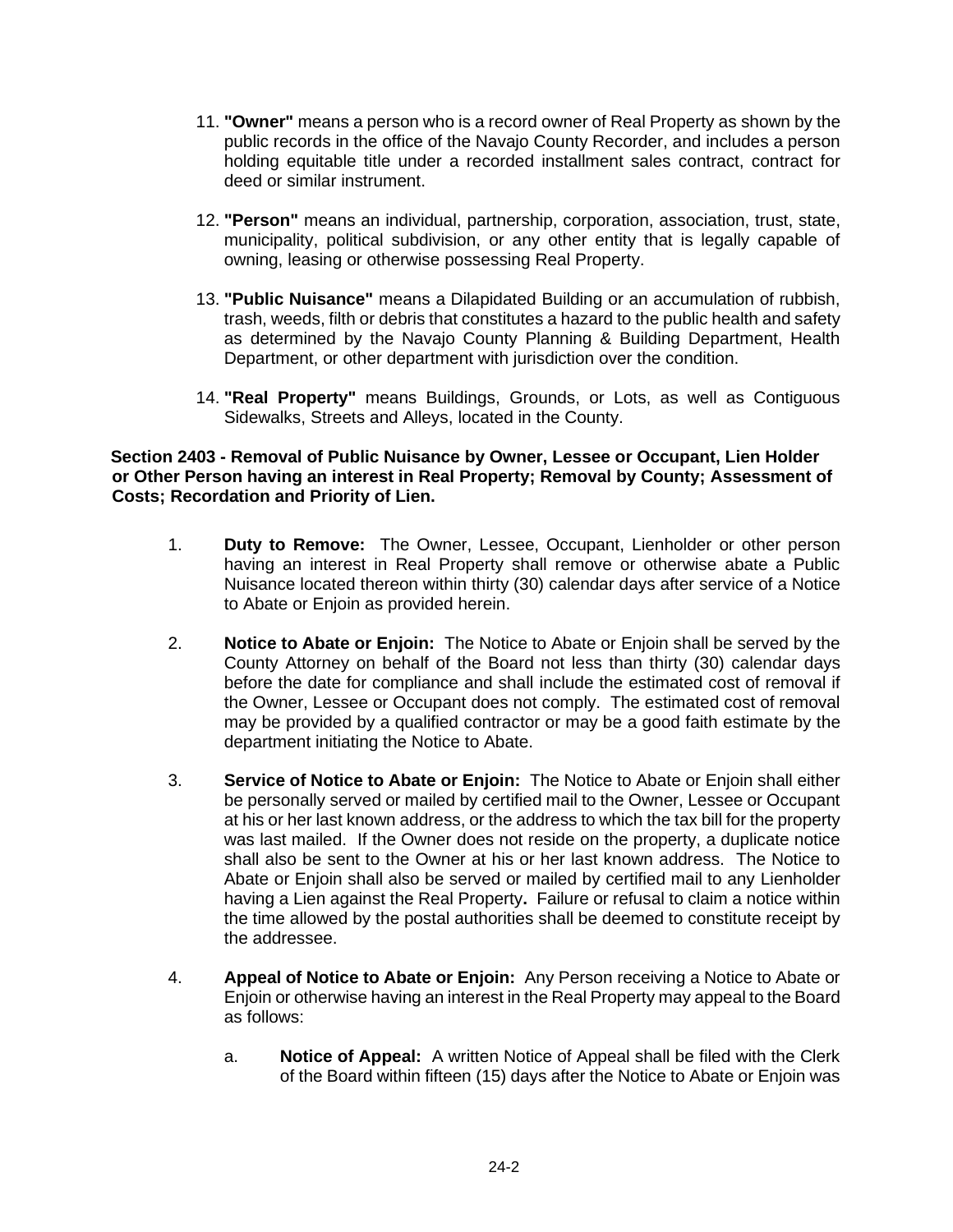11. **"Owner"** means a person who is a record owner of Real Property as shown by the public records in the office of the Navajo County Recorder, and includes a person holding equitable title under a recorded installment sales contract, contract for deed or similar instrument.

12. **"Person"** means an individual, partnership, corporation, association, trust, state, municipality, political subdivision, or any other entity that is legally capable of owning, leasing or otherwise possessing Real Property.

13. **"Public Nuisance"** means a Dilapidated Building or an accumulation of rubbish, trash, weeds, filth or debris that constitutes a hazard to the public health and safety as determined by the Navajo County Planning & Building Department, Health Department, or other department with jurisdiction over the condition.

14. **"Real Property"** means Buildings, Grounds, or Lots, as well as Contiguous Sidewalks, Streets and Alleys, located in the County.

**Section 2403 - Removal of Public Nuisance by Owner, Lessee or Occupant, Lien Holder or Other Person having an interest in Real Property; Removal by County; Assessment of Costs; Recordation and Priority of Lien.**

1. **Duty to Remove:** The Owner, Lessee, Occupant, Lienholder or other person having an interest in Real Property shall remove or otherwise abate a Public Nuisance located thereon within thirty (30) calendar days after service of a Notice to Abate or Enjoin as provided herein.

2. **Notice to Abate or Enjoin:** The Notice to Abate or Enjoin shall be served by the County Attorney on behalf of the Board not less than thirty (30) calendar days before the date for compliance and shall include the estimated cost of removal if the Owner, Lessee or Occupant does not comply. The estimated cost of removal may be provided by a qualified contractor or may be a good faith estimate by the department initiating the Notice to Abate.

3. **Service of Notice to Abate or Enjoin:** The Notice to Abate or Enjoin shall either be personally served or mailed by certified mail to the Owner, Lessee or Occupant at his or her last known address, or the address to which the tax bill for the property was last mailed. If the Owner does not reside on the property, a duplicate notice shall also be sent to the Owner at his or her last known address. The Notice to Abate or Enjoin shall also be served or mailed by certified mail to any Lienholder having a Lien against the Real Property**.** Failure or refusal to claim a notice within the time allowed by the postal authorities shall be deemed to constitute receipt by the addressee.

4. **Appeal of Notice to Abate or Enjoin:** Any Person receiving a Notice to Abate or Enjoin or otherwise having an interest in the Real Property may appeal to the Board as follows:

   a. **Notice of Appeal:** A written Notice of Appeal shall be filed with the Clerk of the Board within fifteen (15) days after the Notice to Abate or Enjoin was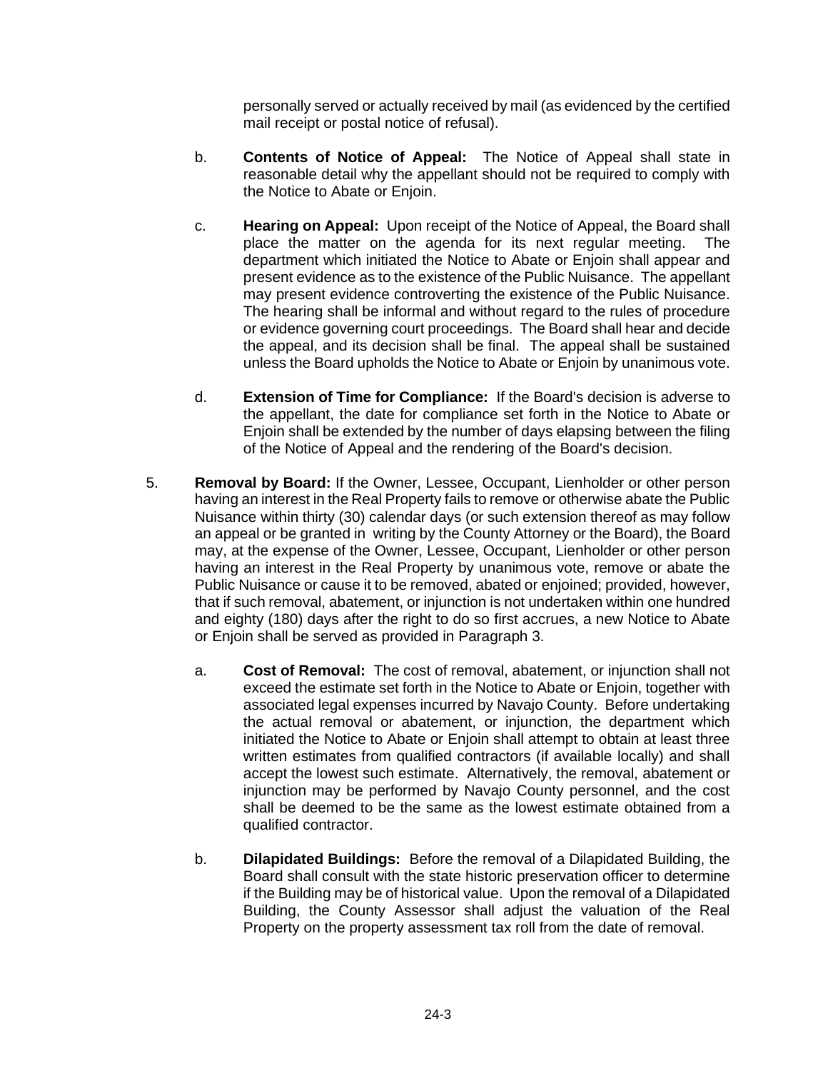personally served or actually received by mail (as evidenced by the certified mail receipt or postal notice of refusal).

b. **Contents of Notice of Appeal:** The Notice of Appeal shall state in reasonable detail why the appellant should not be required to comply with the Notice to Abate or Enjoin.

c. **Hearing on Appeal:** Upon receipt of the Notice of Appeal, the Board shall place the matter on the agenda for its next regular meeting. The department which initiated the Notice to Abate or Enjoin shall appear and present evidence as to the existence of the Public Nuisance. The appellant may present evidence controverting the existence of the Public Nuisance. The hearing shall be informal and without regard to the rules of procedure or evidence governing court proceedings. The Board shall hear and decide the appeal, and its decision shall be final. The appeal shall be sustained unless the Board upholds the Notice to Abate or Enjoin by unanimous vote.

d. **Extension of Time for Compliance:** If the Board's decision is adverse to the appellant, the date for compliance set forth in the Notice to Abate or Enjoin shall be extended by the number of days elapsing between the filing of the Notice of Appeal and the rendering of the Board's decision.

5. **Removal by Board:** If the Owner, Lessee, Occupant, Lienholder or other person having an interest in the Real Property fails to remove or otherwise abate the Public Nuisance within thirty (30) calendar days (or such extension thereof as may follow an appeal or be granted in writing by the County Attorney or the Board), the Board may, at the expense of the Owner, Lessee, Occupant, Lienholder or other person having an interest in the Real Property by unanimous vote, remove or abate the Public Nuisance or cause it to be removed, abated or enjoined; provided, however, that if such removal, abatement, or injunction is not undertaken within one hundred and eighty (180) days after the right to do so first accrues, a new Notice to Abate or Enjoin shall be served as provided in Paragraph 3.

   a. **Cost of Removal:** The cost of removal, abatement, or injunction shall not exceed the estimate set forth in the Notice to Abate or Enjoin, together with associated legal expenses incurred by Navajo County. Before undertaking the actual removal or abatement, or injunction, the department which initiated the Notice to Abate or Enjoin shall attempt to obtain at least three written estimates from qualified contractors (if available locally) and shall accept the lowest such estimate. Alternatively, the removal, abatement or injunction may be performed by Navajo County personnel, and the cost shall be deemed to be the same as the lowest estimate obtained from a qualified contractor.

   b. **Dilapidated Buildings:** Before the removal of a Dilapidated Building, the Board shall consult with the state historic preservation officer to determine if the Building may be of historical value. Upon the removal of a Dilapidated Building, the County Assessor shall adjust the valuation of the Real Property on the property assessment tax roll from the date of removal.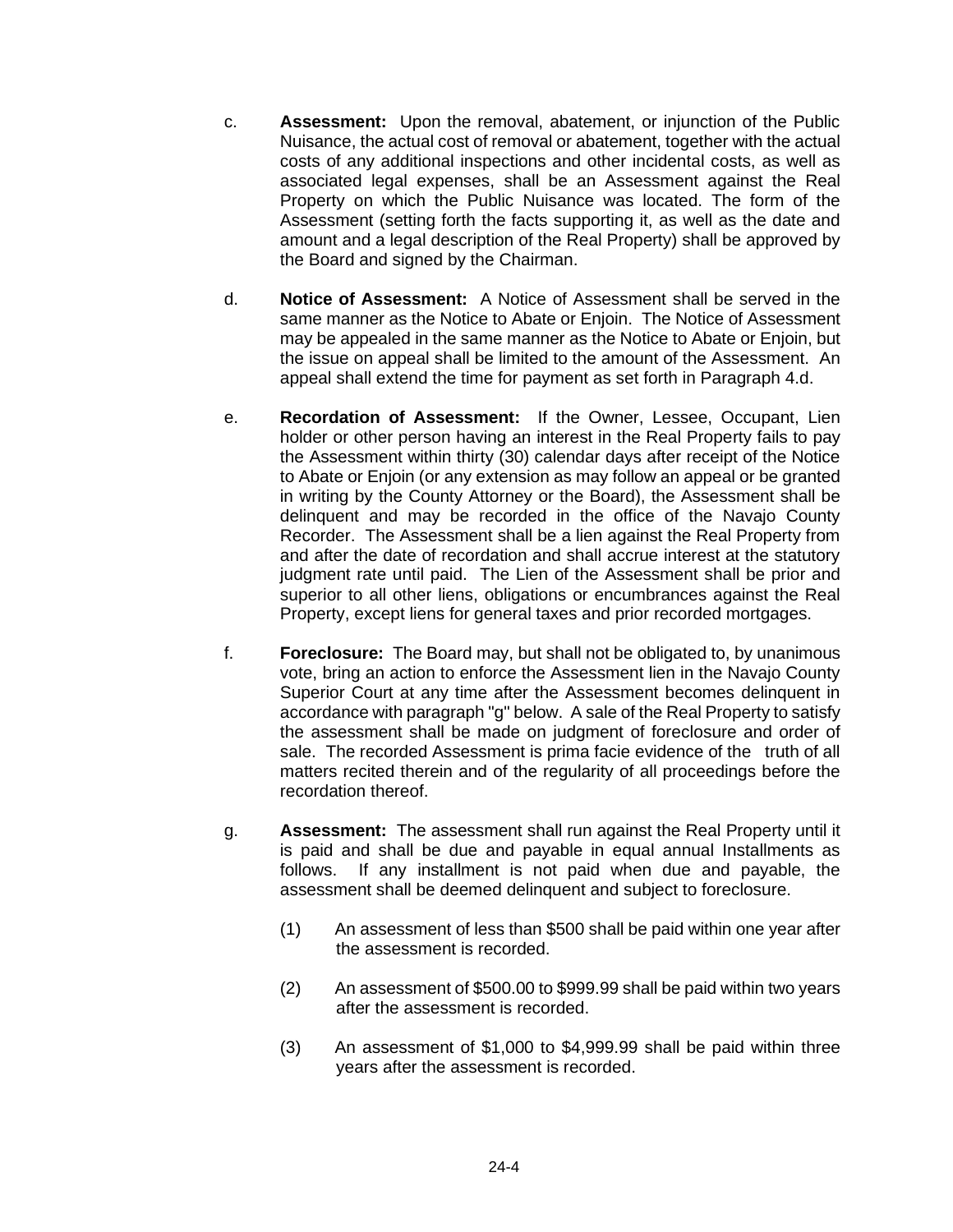c. **Assessment:** Upon the removal, abatement, or injunction of the Public Nuisance, the actual cost of removal or abatement, together with the actual costs of any additional inspections and other incidental costs, as well as associated legal expenses, shall be an Assessment against the Real Property on which the Public Nuisance was located. The form of the Assessment (setting forth the facts supporting it, as well as the date and amount and a legal description of the Real Property) shall be approved by the Board and signed by the Chairman.

d. **Notice of Assessment:** A Notice of Assessment shall be served in the same manner as the Notice to Abate or Enjoin. The Notice of Assessment may be appealed in the same manner as the Notice to Abate or Enjoin, but the issue on appeal shall be limited to the amount of the Assessment. An appeal shall extend the time for payment as set forth in Paragraph 4.d.

e. **Recordation of Assessment:** If the Owner, Lessee, Occupant, Lien holder or other person having an interest in the Real Property fails to pay the Assessment within thirty (30) calendar days after receipt of the Notice to Abate or Enjoin (or any extension as may follow an appeal or be granted in writing by the County Attorney or the Board), the Assessment shall be delinquent and may be recorded in the office of the Navajo County Recorder. The Assessment shall be a lien against the Real Property from and after the date of recordation and shall accrue interest at the statutory judgment rate until paid. The Lien of the Assessment shall be prior and superior to all other liens, obligations or encumbrances against the Real Property, except liens for general taxes and prior recorded mortgages.

f. **Foreclosure:** The Board may, but shall not be obligated to, by unanimous vote, bring an action to enforce the Assessment lien in the Navajo County Superior Court at any time after the Assessment becomes delinquent in accordance with paragraph "g" below. A sale of the Real Property to satisfy the assessment shall be made on judgment of foreclosure and order of sale. The recorded Assessment is prima facie evidence of the truth of all matters recited therein and of the regularity of all proceedings before the recordation thereof.

g. **Assessment:** The assessment shall run against the Real Property until it is paid and shall be due and payable in equal annual Installments as follows. If any installment is not paid when due and payable, the assessment shall be deemed delinquent and subject to foreclosure.

(1) An assessment of less than $500 shall be paid within one year after the assessment is recorded.

(2) An assessment of $500.00 to $999.99 shall be paid within two years after the assessment is recorded.

(3) An assessment of $1,000 to $4,999.99 shall be paid within three years after the assessment is recorded.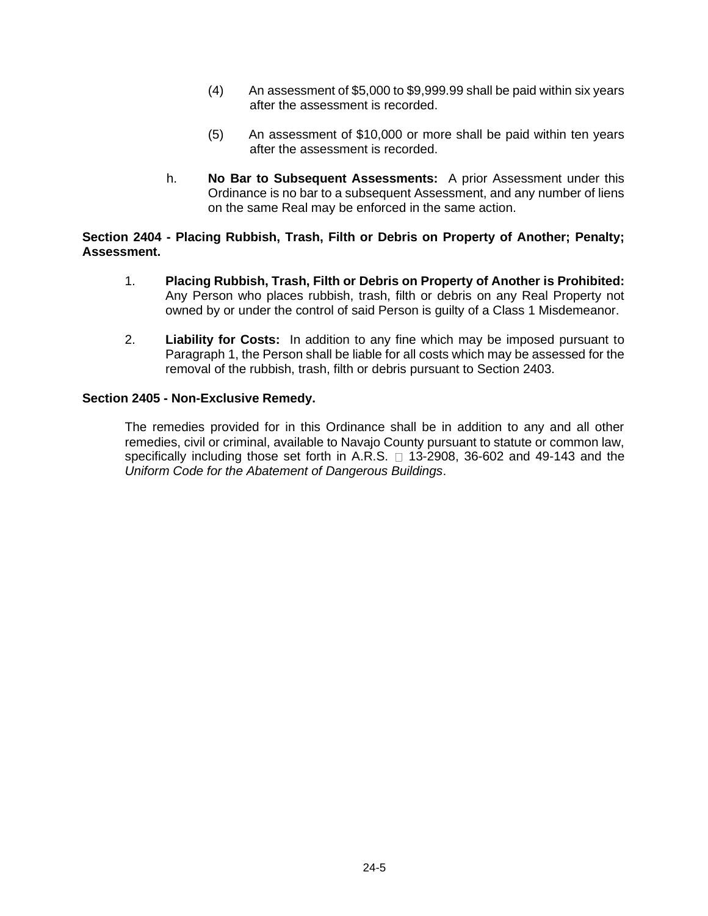(4) An assessment of $5,000 to $9,999.99 shall be paid within six years after the assessment is recorded.

(5) An assessment of $10,000 or more shall be paid within ten years after the assessment is recorded.

h. **No Bar to Subsequent Assessments:** A prior Assessment under this Ordinance is no bar to a subsequent Assessment, and any number of liens on the same Real may be enforced in the same action.

**Section 2404 - Placing Rubbish, Trash, Filth or Debris on Property of Another; Penalty; Assessment.**

1. **Placing Rubbish, Trash, Filth or Debris on Property of Another is Prohibited:** Any Person who places rubbish, trash, filth or debris on any Real Property not owned by or under the control of said Person is guilty of a Class 1 Misdemeanor.

2. **Liability for Costs:** In addition to any fine which may be imposed pursuant to Paragraph 1, the Person shall be liable for all costs which may be assessed for the removal of the rubbish, trash, filth or debris pursuant to Section 2403.

**Section 2405 - Non-Exclusive Remedy.**

The remedies provided for in this Ordinance shall be in addition to any and all other remedies, civil or criminal, available to Navajo County pursuant to statute or common law, specifically including those set forth in A.R.S. § 13-2908, 36-602 and 49-143 and the *Uniform Code for the Abatement of Dangerous Buildings*.